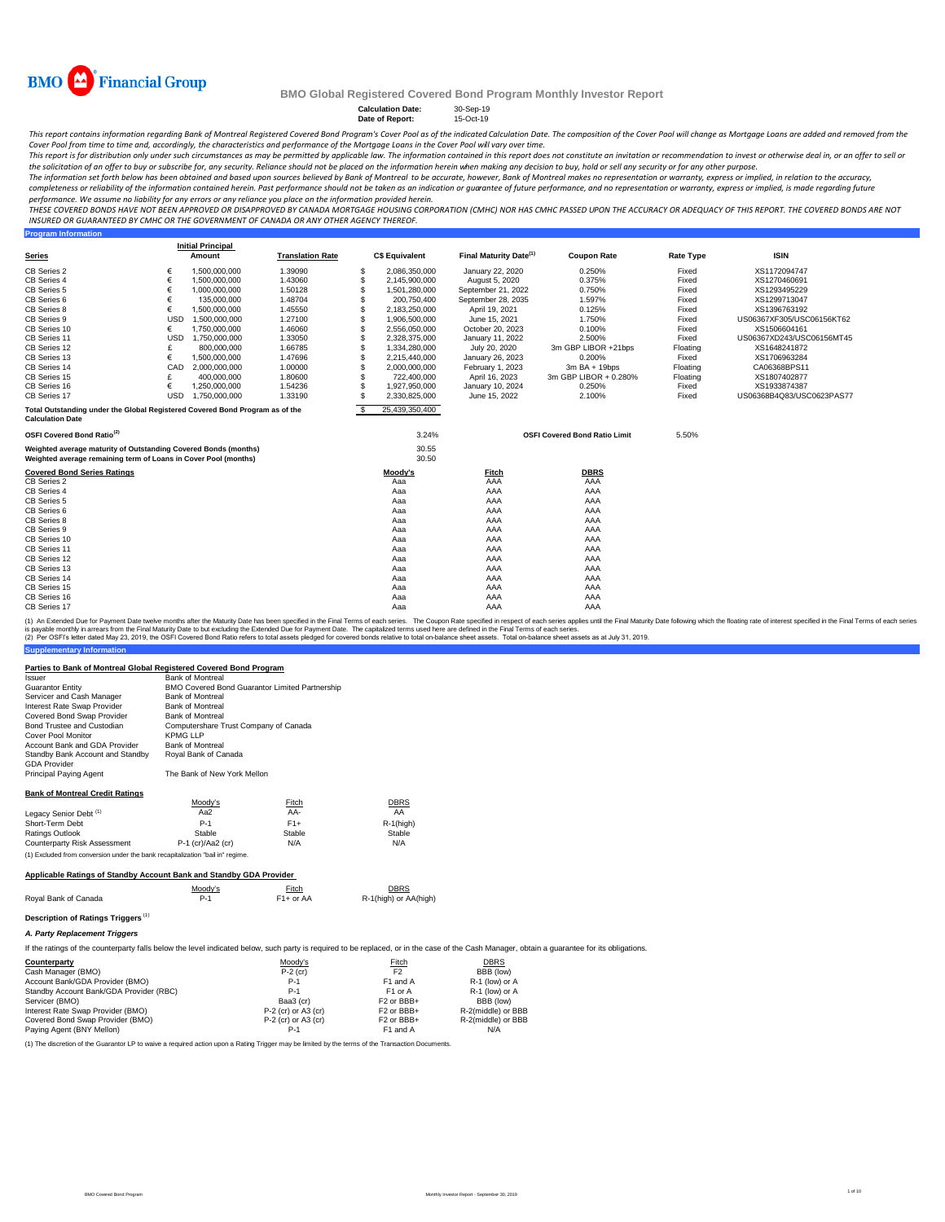BMO Financial Group

# BMO Global Registered Covered Bond Program Monthly Investor Report

**Calculation Date:** 30-Sep-19
**Date of Report:** 15-Oct-19

*This report contains information regarding Bank of Montreal Registered Covered Bond Program's Cover Pool as of the indicated Calculation Date. The composition of the Cover Pool will change as Mortgage Loans are added and removed from the Cover Pool from time to time and, accordingly, the characteristics and performance of the Mortgage Loans in the Cover Pool will vary over time.*

*This report is for distribution only under such circumstances as may be permitted by applicable law. The information contained in this report does not constitute an invitation or recommendation to invest or otherwise deal in, or an offer to sell or the solicitation of an offer to buy or subscribe for, any security. Reliance should not be placed on the information herein when making any decision to buy, hold or sell any security or for any other purpose.*

*The information set forth below has been obtained and based upon sources believed by Bank of Montreal to be accurate, however, Bank of Montreal makes no representation or warranty, express or implied, in relation to the accuracy, completeness or reliability of the information contained herein. Past performance should not be taken as an indication or guarantee of future performance, and no representation or warranty, express or implied, is made regarding future performance. We assume no liability for any errors or any reliance you place on the information provided herein.*

*THESE COVERED BONDS HAVE NOT BEEN APPROVED OR DISAPPROVED BY CANADA MORTGAGE HOUSING CORPORATION (CMHC) NOR HAS CMHC PASSED UPON THE ACCURACY OR ADEQUACY OF THIS REPORT. THE COVERED BONDS ARE NOT INSURED OR GUARANTEED BY CMHC OR THE GOVERNMENT OF CANADA OR ANY OTHER AGENCY THEREOF.*

## Program Information

| Series | | Initial Principal Amount | Translation Rate | | C$ Equivalent | Final Maturity Date[1] | Coupon Rate | Rate Type | ISIN |
|---|---|---|---|---|---|---|---|---|---|
| CB Series 2 | € | 1,500,000,000 | 1.39090 | $ | 2,086,350,000 | January 22, 2020 | 0.250% | Fixed | XS1172094747 |
| CB Series 4 | € | 1,500,000,000 | 1.43060 | $ | 2,145,900,000 | August 5, 2020 | 0.375% | Fixed | XS1270460691 |
| CB Series 5 | € | 1,000,000,000 | 1.50128 | $ | 1,501,280,000 | September 21, 2022 | 0.750% | Fixed | XS1293495229 |
| CB Series 6 | € | 135,000,000 | 1.48704 | $ | 200,750,400 | September 28, 2035 | 1.597% | Fixed | XS1299713047 |
| CB Series 8 | € | 1,500,000,000 | 1.45550 | $ | 2,183,250,000 | April 19, 2021 | 0.125% | Fixed | XS1396763192 |
| CB Series 9 | USD | 1,500,000,000 | 1.27100 | $ | 1,906,500,000 | June 15, 2021 | 1.750% | Fixed | US06367XF305/USC06156KT62 |
| CB Series 10 | € | 1,750,000,000 | 1.46060 | $ | 2,556,050,000 | October 20, 2023 | 0.100% | Fixed | XS1506604161 |
| CB Series 11 | USD | 1,750,000,000 | 1.33050 | $ | 2,328,375,000 | January 11, 2022 | 2.500% | Fixed | US06367XD243/USC06156MT45 |
| CB Series 12 | £ | 800,000,000 | 1.66785 | $ | 1,334,280,000 | July 20, 2020 | 3m GBP LIBOR +21bps | Floating | XS1648241872 |
| CB Series 13 | € | 1,500,000,000 | 1.47696 | $ | 2,215,440,000 | January 26, 2023 | 0.200% | Fixed | XS1706963284 |
| CB Series 14 | CAD | 2,000,000,000 | 1.00000 | $ | 2,000,000,000 | February 1, 2023 | 3m BA + 19bps | Floating | CA06368BPS11 |
| CB Series 15 | £ | 400,000,000 | 1.80600 | $ | 722,400,000 | April 16, 2023 | 3m GBP LIBOR + 0.280% | Floating | XS1807402877 |
| CB Series 16 | € | 1,250,000,000 | 1.54236 | $ | 1,927,950,000 | January 10, 2024 | 0.250% | Fixed | XS1933874387 |
| CB Series 17 | USD | 1,750,000,000 | 1.33190 | $ | 2,330,825,000 | June 15, 2022 | 2.100% | Fixed | US06368B4Q83/USC0623PAS77 |
| **Total Outstanding under the Global Registered Covered Bond Program as of the Calculation Date** | | | | $ | 25,439,350,400 | | | | |

| | | | | |
|---|---|---|---|---|
| **OSFI Covered Bond Ratio[2]** | 3.24% | **OSFI Covered Bond Ratio Limit** | 5.50% |
| **Weighted average maturity of Outstanding Covered Bonds (months)** | 30.55 | | |
| **Weighted average remaining term of Loans in Cover Pool (months)** | 30.50 | | |

| Covered Bond Series Ratings | Moody's | Fitch | DBRS |
|---|---|---|---|
| CB Series 2 | Aaa | AAA | AAA |
| CB Series 4 | Aaa | AAA | AAA |
| CB Series 5 | Aaa | AAA | AAA |
| CB Series 6 | Aaa | AAA | AAA |
| CB Series 8 | Aaa | AAA | AAA |
| CB Series 9 | Aaa | AAA | AAA |
| CB Series 10 | Aaa | AAA | AAA |
| CB Series 11 | Aaa | AAA | AAA |
| CB Series 12 | Aaa | AAA | AAA |
| CB Series 13 | Aaa | AAA | AAA |
| CB Series 14 | Aaa | AAA | AAA |
| CB Series 15 | Aaa | AAA | AAA |
| CB Series 16 | Aaa | AAA | AAA |
| CB Series 17 | Aaa | AAA | AAA |

(1) An Extended Due for Payment Date twelve months after the Maturity Date has been specified in the Final Terms of each series. The Coupon Rate specified in respect of each series applies until the Final Maturity Date following which the floating rate of interest specified in the Final Terms of each series is payable monthly in arrears from the Final Maturity Date to but excluding the Extended Due for Payment Date. The capitalized terms used here are defined in the Final Terms of each series.
(2) Per OSFI's letter dated May 23, 2019, the OSFI Covered Bond Ratio refers to total assets pledged for covered bonds relative to total on-balance sheet assets. Total on-balance sheet assets as at July 31, 2019.

## Supplementary Information

### Parties to Bank of Montreal Global Registered Covered Bond Program

| | |
|---|---|
| Issuer | Bank of Montreal |
| Guarantor Entity | BMO Covered Bond Guarantor Limited Partnership |
| Servicer and Cash Manager | Bank of Montreal |
| Interest Rate Swap Provider | Bank of Montreal |
| Covered Bond Swap Provider | Bank of Montreal |
| Bond Trustee and Custodian | Computershare Trust Company of Canada |
| Cover Pool Monitor | KPMG LLP |
| Account Bank and GDA Provider | Bank of Montreal |
| Standby Bank Account and Standby GDA Provider | Royal Bank of Canada |
| Principal Paying Agent | The Bank of New York Mellon |

### Bank of Montreal Credit Ratings

| | Moody's | Fitch | DBRS |
|---|---|---|---|
| Legacy Senior Debt[1] | Aa2 | AA- | AA |
| Short-Term Debt | P-1 | F1+ | R-1(high) |
| Ratings Outlook | Stable | Stable | Stable |
| Counterparty Risk Assessment | P-1 (cr)/Aa2 (cr) | N/A | N/A |

(1) Excluded from conversion under the bank recapitalization "bail in" regime.

### Applicable Ratings of Standby Account Bank and Standby GDA Provider

| | Moody's | Fitch | DBRS |
|---|---|---|---|
| Royal Bank of Canada | P-1 | F1+ or AA | R-1(high) or AA(high) |

### Description of Ratings Triggers[1]

#### *A. Party Replacement Triggers*

If the ratings of the counterparty falls below the level indicated below, such party is required to be replaced, or in the case of the Cash Manager, obtain a guarantee for its obligations.

| Counterparty | Moody's | Fitch | DBRS |
|---|---|---|---|
| Cash Manager (BMO) | P-2 (cr) | F2 | BBB (low) |
| Account Bank/GDA Provider (BMO) | P-1 | F1 and A | R-1 (low) or A |
| Standby Account Bank/GDA Provider (RBC) | P-1 | F1 or A | R-1 (low) or A |
| Servicer (BMO) | Baa3 (cr) | F2 or BBB+ | BBB (low) |
| Interest Rate Swap Provider (BMO) | P-2 (cr) or A3 (cr) | F2 or BBB+ | R-2(middle) or BBB |
| Covered Bond Swap Provider (BMO) | P-2 (cr) or A3 (cr) | F2 or BBB+ | R-2(middle) or BBB |
| Paying Agent (BNY Mellon) | P-1 | F1 and A | N/A |

(1) The discretion of the Guarantor LP to waive a required action upon a Rating Trigger may be limited by the terms of the Transaction Documents.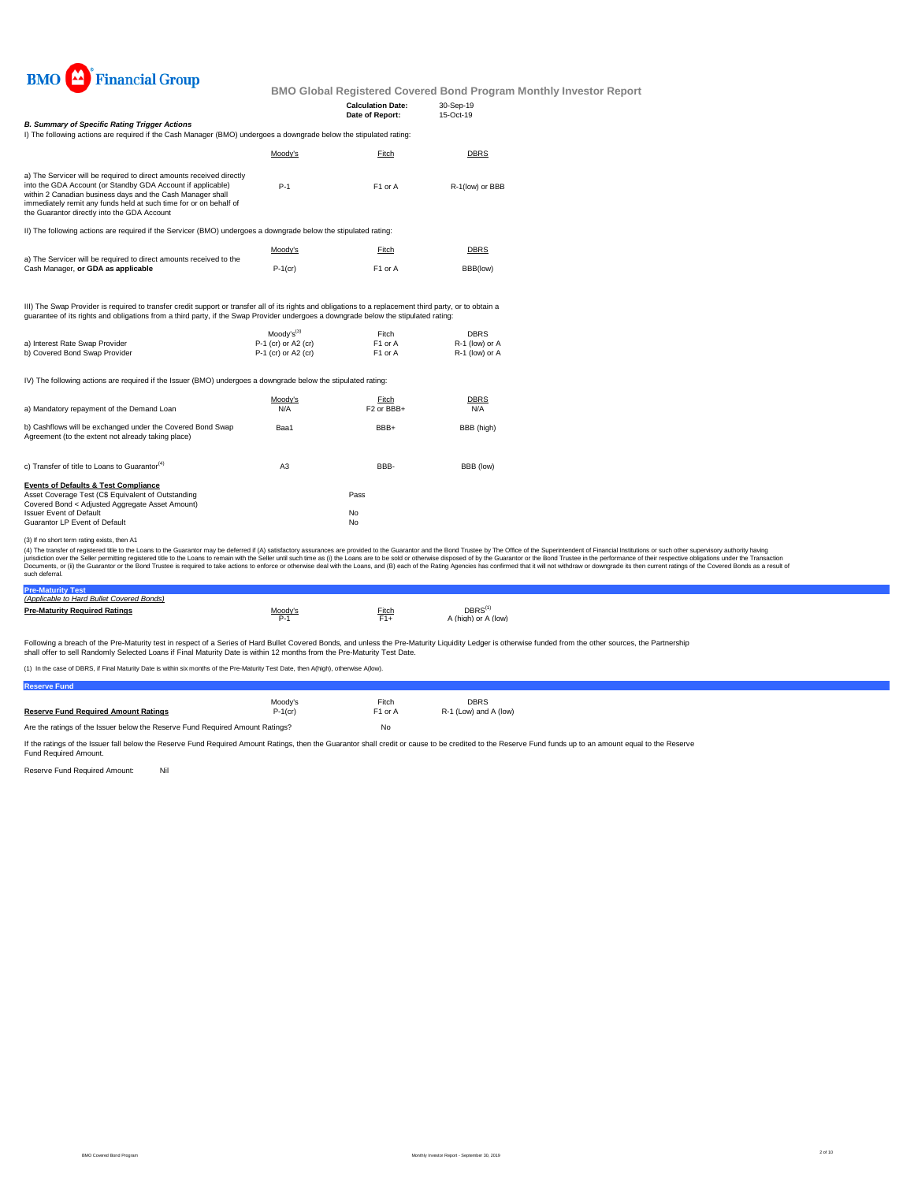BMO Financial Group

**BMO Global Registered Covered Bond Program Monthly Investor Report**

**Calculation Date:** 30-Sep-19
**Date of Report:** 15-Oct-19

***B. Summary of Specific Rating Trigger Actions***

I) The following actions are required if the Cash Manager (BMO) undergoes a downgrade below the stipulated rating:

| | Moody's | Fitch | DBRS |
|---|---|---|---|
| a) The Servicer will be required to direct amounts received directly into the GDA Account (or Standby GDA Account if applicable) within 2 Canadian business days and the Cash Manager shall immediately remit any funds held at such time for or on behalf of the Guarantor directly into the GDA Account | P-1 | F1 or A | R-1(low) or BBB |

II) The following actions are required if the Servicer (BMO) undergoes a downgrade below the stipulated rating:

| | Moody's | Fitch | DBRS |
|---|---|---|---|
| a) The Servicer will be required to direct amounts received to the Cash Manager, **or GDA as applicable** | P-1(cr) | F1 or A | BBB(low) |

III) The Swap Provider is required to transfer credit support or transfer all of its rights and obligations to a replacement third party, or to obtain a guarantee of its rights and obligations from a third party, if the Swap Provider undergoes a downgrade below the stipulated rating:

| | Moody's[3] | Fitch | DBRS |
|---|---|---|---|
| a) Interest Rate Swap Provider | P-1 (cr) or A2 (cr) | F1 or A | R-1 (low) or A |
| b) Covered Bond Swap Provider | P-1 (cr) or A2 (cr) | F1 or A | R-1 (low) or A |

IV) The following actions are required if the Issuer (BMO) undergoes a downgrade below the stipulated rating:

| | Moody's | Fitch | DBRS |
|---|---|---|---|
| a) Mandatory repayment of the Demand Loan | N/A | F2 or BBB+ | N/A |
| b) Cashflows will be exchanged under the Covered Bond Swap Agreement (to the extent not already taking place) | Baa1 | BBB+ | BBB (high) |
| c) Transfer of title to Loans to Guarantor[4] | A3 | BBB- | BBB (low) |

**Events of Defaults & Test Compliance**

| | |
|---|---|
| Asset Coverage Test (C$ Equivalent of Outstanding Covered Bond < Adjusted Aggregate Asset Amount) | Pass |
| Issuer Event of Default | No |
| Guarantor LP Event of Default | No |

(3) If no short term rating exists, then A1

(4) The transfer of registered title to the Loans to the Guarantor may be deferred if (A) satisfactory assurances are provided to the Guarantor and the Bond Trustee by The Office of the Superintendent of Financial Institutions or such other supervisory authority having jurisdiction over the Seller permitting registered title to the Loans to remain with the Seller until such time as (i) the Loans are to be sold or otherwise disposed of by the Guarantor or the Bond Trustee in the performance of their respective obligations under the Transaction Documents, or (ii) the Guarantor or the Bond Trustee is required to take actions to enforce or otherwise deal with the Loans, and (B) each of the Rating Agencies has confirmed that it will not withdraw or downgrade its then current ratings of the Covered Bonds as a result of such deferral.

**Pre-Maturity Test**

*(Applicable to Hard Bullet Covered Bonds)*

| | Moody's | Fitch | DBRS[1] |
|---|---|---|---|
| **Pre-Maturity Required Ratings** | P-1 | F1+ | A (high) or A (low) |

Following a breach of the Pre-Maturity test in respect of a Series of Hard Bullet Covered Bonds, and unless the Pre-Maturity Liquidity Ledger is otherwise funded from the other sources, the Partnership shall offer to sell Randomly Selected Loans if Final Maturity Date is within 12 months from the Pre-Maturity Test Date.

(1) In the case of DBRS, if Final Maturity Date is within six months of the Pre-Maturity Test Date, then A(high), otherwise A(low).

**Reserve Fund**

| | Moody's | Fitch | DBRS |
|---|---|---|---|
| **Reserve Fund Required Amount Ratings** | P-1(cr) | F1 or A | R-1 (Low) and A (low) |

Are the ratings of the Issuer below the Reserve Fund Required Amount Ratings? No

If the ratings of the Issuer fall below the Reserve Fund Required Amount Ratings, then the Guarantor shall credit or cause to be credited to the Reserve Fund funds up to an amount equal to the Reserve Fund Required Amount.

Reserve Fund Required Amount: Nil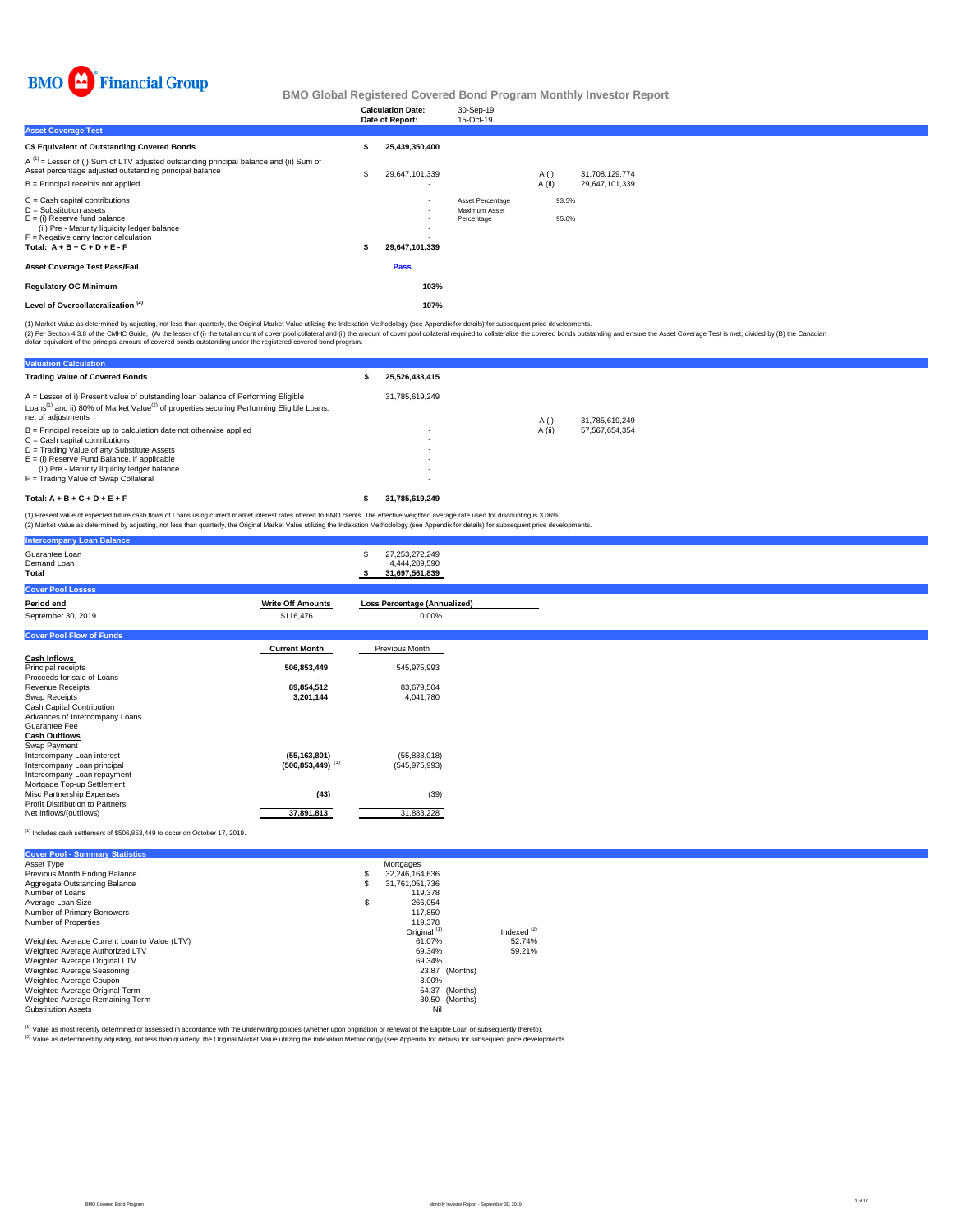BMO Financial Group

## BMO Global Registered Covered Bond Program Monthly Investor Report

| | |
|---|---|
| Calculation Date: | 30-Sep-19 |
| Date of Report: | 15-Oct-19 |

### Asset Coverage Test

| | | | | |
|---|---|---|---|---|
| **C$ Equivalent of Outstanding Covered Bonds** | **$ 25,439,350,400** | | | |
| A [1] = Lesser of (i) Sum of LTV adjusted outstanding principal balance and (ii) Sum of Asset percentage adjusted outstanding principal balance | $ 29,647,101,339 | | A (i) | 31,708,129,774 |
| B = Principal receipts not applied | - | | A (ii) | 29,647,101,339 |
| C = Cash capital contributions | - | Asset Percentage | 93.5% | |
| D = Substitution assets | - | Maximum Asset Percentage | 95.0% | |
| E = (i) Reserve fund balance | - | | | |
| (ii) Pre - Maturity liquidity ledger balance | - | | | |
| F = Negative carry factor calculation | - | | | |
| **Total: A + B + C + D + E - F** | **$ 29,647,101,339** | | | |
| **Asset Coverage Test Pass/Fail** | **Pass** | | | |
| **Regulatory OC Minimum** | **103%** | | | |
| **Level of Overcollateralization [2]** | **107%** | | | |

(1) Market Value as determined by adjusting, not less than quarterly, the Original Market Value utilizing the Indexation Methodology (see Appendix for details) for subsequent price developments.
(2) Per Section 4.3.8 of the CMHC Guide, (A) the lesser of (i) the total amount of cover pool collateral and (ii) the amount of cover pool collateral required to collateralize the covered bonds outstanding and ensure the Asset Coverage Test is met, divided by (B) the Canadian dollar equivalent of the principal amount of covered bonds outstanding under the registered covered bond program.

### Valuation Calculation

| | | | |
|---|---|---|---|
| **Trading Value of Covered Bonds** | **$ 25,526,433,415** | | |
| A = Lesser of i) Present value of outstanding loan balance of Performing Eligible Loans[1] and ii) 80% of Market Value[2] of properties securing Performing Eligible Loans, net of adjustments | 31,785,619,249 | A (i) | 31,785,619,249 |
| B = Principal receipts up to calculation date not otherwise applied | - | A (ii) | 57,567,654,354 |
| C = Cash capital contributions | - | | |
| D = Trading Value of any Substitute Assets | - | | |
| E = (i) Reserve Fund Balance, if applicable | - | | |
| (ii) Pre - Maturity liquidity ledger balance | - | | |
| F = Trading Value of Swap Collateral | - | | |
| **Total: A + B + C + D + E + F** | **$ 31,785,619,249** | | |

(1) Present value of expected future cash flows of Loans using current market interest rates offered to BMO clients. The effective weighted average rate used for discounting is 3.06%.
(2) Market Value as determined by adjusting, not less than quarterly, the Original Market Value utilizing the Indexation Methodology (see Appendix for details) for subsequent price developments.

### Intercompany Loan Balance

| | |
|---|---|
| Guarantee Loan | $ 27,253,272,249 |
| Demand Loan | 4,444,289,590 |
| **Total** | **$ 31,697,561,839** |

### Cover Pool Losses

| Period end | Write Off Amounts | Loss Percentage (Annualized) |
|---|---|---|
| September 30, 2019 | $116,476 | 0.00% |

### Cover Pool Flow of Funds

| | Current Month | Previous Month |
|---|---|---|
| **Cash Inflows** | | |
| Principal receipts | **506,853,449** | 545,975,993 |
| Proceeds for sale of Loans | **-** | - |
| Revenue Receipts | **89,854,512** | 83,679,504 |
| Swap Receipts | **3,201,144** | 4,041,780 |
| Cash Capital Contribution | | |
| Advances of Intercompany Loans | | |
| Guarantee Fee | | |
| **Cash Outflows** | | |
| Swap Payment | | |
| Intercompany Loan interest | **(55,163,801)** | (55,838,018) |
| Intercompany Loan principal | **(506,853,449)** [1] | (545,975,993) |
| Intercompany Loan repayment | | |
| Mortgage Top-up Settlement | | |
| Misc Partnership Expenses | **(43)** | (39) |
| Profit Distribution to Partners | | |
| Net inflows/(outflows) | **37,891,813** | 31,883,228 |

[1] Includes cash settlement of $506,853,449 to occur on October 17, 2019.

### Cover Pool - Summary Statistics

| | | |
|---|---|---|
| Asset Type | Mortgages | |
| Previous Month Ending Balance | $ 32,246,164,636 | |
| Aggregate Outstanding Balance | $ 31,761,051,736 | |
| Number of Loans | 119,378 | |
| Average Loan Size | $ 266,054 | |
| Number of Primary Borrowers | 117,850 | |
| Number of Properties | 119,378 | |
| | Original [1] | Indexed [2] |
| Weighted Average Current Loan to Value (LTV) | 61.07% | 52.74% |
| Weighted Average Authorized LTV | 69.34% | 59.21% |
| Weighted Average Original LTV | 69.34% | |
| Weighted Average Seasoning | 23.87 (Months) | |
| Weighted Average Coupon | 3.00% | |
| Weighted Average Original Term | 54.37 (Months) | |
| Weighted Average Remaining Term | 30.50 (Months) | |
| Substitution Assets | Nil | |

[1] Value as most recently determined or assessed in accordance with the underwriting policies (whether upon origination or renewal of the Eligible Loan or subsequently thereto).
[2] Value as determined by adjusting, not less than quarterly, the Original Market Value utilizing the Indexation Methodology (see Appendix for details) for subsequent price developments.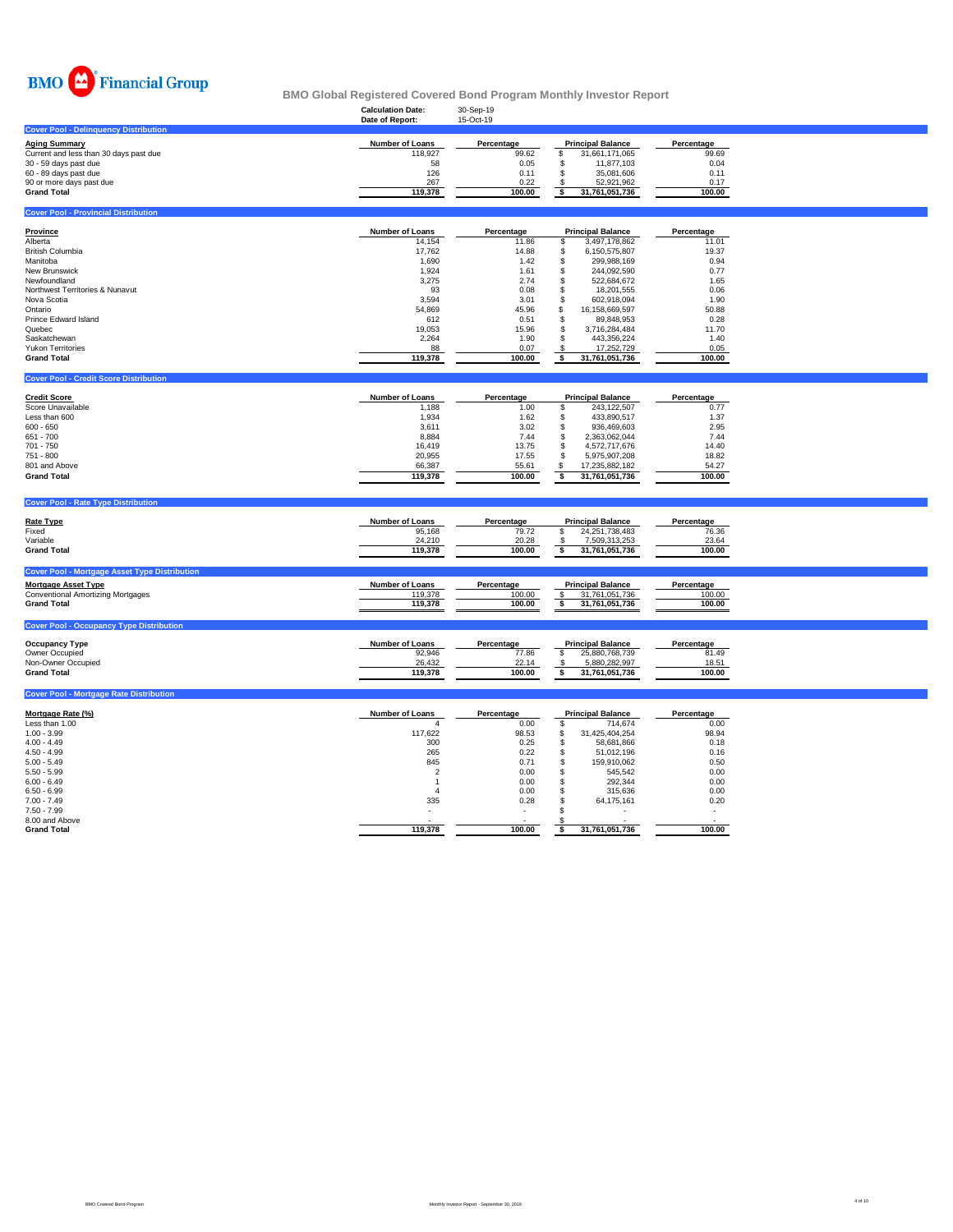BMO Financial Group

# BMO Global Registered Covered Bond Program Monthly Investor Report

**Calculation Date:** 30-Sep-19
**Date of Report:** 15-Oct-19

## Cover Pool - Delinquency Distribution

| Aging Summary | Number of Loans | Percentage | Principal Balance | Percentage |
|---|---|---|---|---|
| Current and less than 30 days past due | 118,927 | 99.62 | $ 31,661,171,065 | 99.69 |
| 30 - 59 days past due | 58 | 0.05 | $ 11,877,103 | 0.04 |
| 60 - 89 days past due | 126 | 0.11 | $ 35,081,606 | 0.11 |
| 90 or more days past due | 267 | 0.22 | $ 52,921,962 | 0.17 |
| **Grand Total** | **119,378** | **100.00** | **$ 31,761,051,736** | **100.00** |

## Cover Pool - Provincial Distribution

| Province | Number of Loans | Percentage | Principal Balance | Percentage |
|---|---|---|---|---|
| Alberta | 14,154 | 11.86 | $ 3,497,178,862 | 11.01 |
| British Columbia | 17,762 | 14.88 | $ 6,150,575,807 | 19.37 |
| Manitoba | 1,690 | 1.42 | $ 299,988,169 | 0.94 |
| New Brunswick | 1,924 | 1.61 | $ 244,092,590 | 0.77 |
| Newfoundland | 3,275 | 2.74 | $ 522,684,672 | 1.65 |
| Northwest Territories & Nunavut | 93 | 0.08 | $ 18,201,555 | 0.06 |
| Nova Scotia | 3,594 | 3.01 | $ 602,918,094 | 1.90 |
| Ontario | 54,869 | 45.96 | $ 16,158,669,597 | 50.88 |
| Prince Edward Island | 612 | 0.51 | $ 89,848,953 | 0.28 |
| Quebec | 19,053 | 15.96 | $ 3,716,284,484 | 11.70 |
| Saskatchewan | 2,264 | 1.90 | $ 443,356,224 | 1.40 |
| Yukon Territories | 88 | 0.07 | $ 17,252,729 | 0.05 |
| **Grand Total** | **119,378** | **100.00** | **$ 31,761,051,736** | **100.00** |

## Cover Pool - Credit Score Distribution

| Credit Score | Number of Loans | Percentage | Principal Balance | Percentage |
|---|---|---|---|---|
| Score Unavailable | 1,188 | 1.00 | $ 243,122,507 | 0.77 |
| Less than 600 | 1,934 | 1.62 | $ 433,890,517 | 1.37 |
| 600 - 650 | 3,611 | 3.02 | $ 936,469,603 | 2.95 |
| 651 - 700 | 8,884 | 7.44 | $ 2,363,062,044 | 7.44 |
| 701 - 750 | 16,419 | 13.75 | $ 4,572,717,676 | 14.40 |
| 751 - 800 | 20,955 | 17.55 | $ 5,975,907,208 | 18.82 |
| 801 and Above | 66,387 | 55.61 | $ 17,235,882,182 | 54.27 |
| **Grand Total** | **119,378** | **100.00** | **$ 31,761,051,736** | **100.00** |

## Cover Pool - Rate Type Distribution

| Rate Type | Number of Loans | Percentage | Principal Balance | Percentage |
|---|---|---|---|---|
| Fixed | 95,168 | 79.72 | $ 24,251,738,483 | 76.36 |
| Variable | 24,210 | 20.28 | $ 7,509,313,253 | 23.64 |
| **Grand Total** | **119,378** | **100.00** | **$ 31,761,051,736** | **100.00** |

## Cover Pool - Mortgage Asset Type Distribution

| Mortgage Asset Type | Number of Loans | Percentage | Principal Balance | Percentage |
|---|---|---|---|---|
| Conventional Amortizing Mortgages | 119,378 | 100.00 | $ 31,761,051,736 | 100.00 |
| **Grand Total** | **119,378** | **100.00** | **$ 31,761,051,736** | **100.00** |

## Cover Pool - Occupancy Type Distribution

| Occupancy Type | Number of Loans | Percentage | Principal Balance | Percentage |
|---|---|---|---|---|
| Owner Occupied | 92,946 | 77.86 | $ 25,880,768,739 | 81.49 |
| Non-Owner Occupied | 26,432 | 22.14 | $ 5,880,282,997 | 18.51 |
| **Grand Total** | **119,378** | **100.00** | **$ 31,761,051,736** | **100.00** |

## Cover Pool - Mortgage Rate Distribution

| Mortgage Rate (%) | Number of Loans | Percentage | Principal Balance | Percentage |
|---|---|---|---|---|
| Less than 1.00 | 4 | 0.00 | $ 714,674 | 0.00 |
| 1.00 - 3.99 | 117,622 | 98.53 | $ 31,425,404,254 | 98.94 |
| 4.00 - 4.49 | 300 | 0.25 | $ 58,681,866 | 0.18 |
| 4.50 - 4.99 | 265 | 0.22 | $ 51,012,196 | 0.16 |
| 5.00 - 5.49 | 845 | 0.71 | $ 159,910,062 | 0.50 |
| 5.50 - 5.99 | 2 | 0.00 | $ 545,542 | 0.00 |
| 6.00 - 6.49 | 1 | 0.00 | $ 292,344 | 0.00 |
| 6.50 - 6.99 | 4 | 0.00 | $ 315,636 | 0.00 |
| 7.00 - 7.49 | 335 | 0.28 | $ 64,175,161 | 0.20 |
| 7.50 - 7.99 | - | - | $ - | - |
| 8.00 and Above | - | - | $ - | - |
| **Grand Total** | **119,378** | **100.00** | **$ 31,761,051,736** | **100.00** |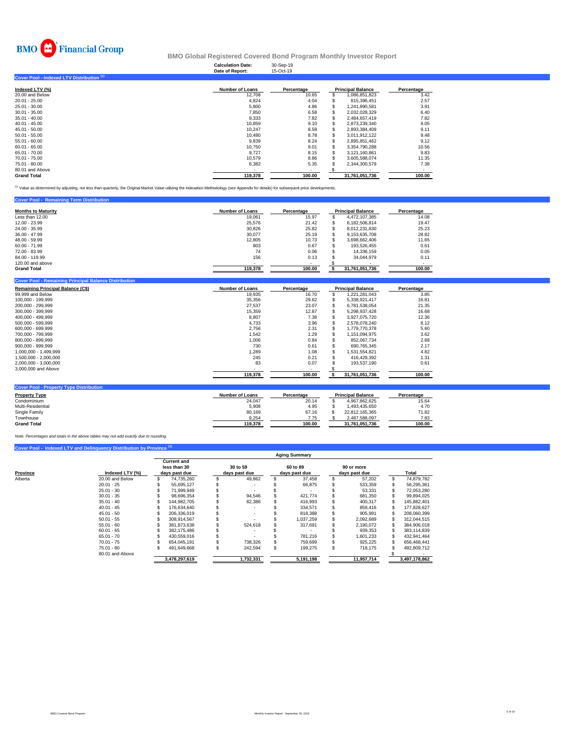BMO Financial Group

# BMO Global Registered Covered Bond Program Monthly Investor Report

**Calculation Date:** 30-Sep-19
**Date of Report:** 15-Oct-19

## Cover Pool - Indexed LTV Distribution [1]

| Indexed LTV (%) | Number of Loans | Percentage | Principal Balance | Percentage |
|---|---|---|---|---|
| 20.00 and Below | 12,708 | 10.65 | $ 1,086,851,823 | 3.42 |
| 20.01 - 25.00 | 4,824 | 4.04 | $ 815,396,451 | 2.57 |
| 25.01 - 30.00 | 5,800 | 4.86 | $ 1,241,890,581 | 3.91 |
| 30.01 - 35.00 | 7,850 | 6.58 | $ 2,032,028,329 | 6.40 |
| 35.01 - 40.00 | 9,333 | 7.82 | $ 2,484,657,419 | 7.82 |
| 40.01 - 45.00 | 10,859 | 9.10 | $ 2,873,239,340 | 9.05 |
| 45.01 - 50.00 | 10,247 | 8.58 | $ 2,893,384,409 | 9.11 |
| 50.01 - 55.00 | 10,480 | 8.78 | $ 3,011,912,122 | 9.48 |
| 55.01 - 60.00 | 9,839 | 8.24 | $ 2,895,851,462 | 9.12 |
| 60.01 - 65.00 | 10,750 | 9.01 | $ 3,354,790,288 | 10.56 |
| 65.01 - 70.00 | 9,727 | 8.15 | $ 3,121,160,861 | 9.83 |
| 70.01 - 75.00 | 10,579 | 8.86 | $ 3,605,588,074 | 11.35 |
| 75.01 - 80.00 | 6,382 | 5.35 | $ 2,344,300,579 | 7.38 |
| 80.01 and Above | - | - | $ - | - |
| **Grand Total** | **119,378** | **100.00** | **31,761,051,736** | **100.00** |

[1] Value as determined by adjusting, not less than quarterly, the Original Market Value utilizing the Indexation Methodology (see Appendix for details) for subsequent price developments.

## Cover Pool - Remaining Term Distribution

| Months to Maturity | Number of Loans | Percentage | Principal Balance | Percentage |
|---|---|---|---|---|
| Less than 12.00 | 19,061 | 15.97 | $ 4,472,107,385 | 14.08 |
| 12.00 - 23.99 | 25,576 | 21.42 | $ 6,182,506,814 | 19.47 |
| 24.00 - 35.99 | 30,826 | 25.82 | $ 8,012,231,830 | 25.23 |
| 36.00 - 47.99 | 30,077 | 25.19 | $ 9,153,635,708 | 28.82 |
| 48.00 - 59.99 | 12,805 | 10.73 | $ 3,698,662,406 | 11.65 |
| 60.00 - 71.99 | 803 | 0.67 | $ 193,526,455 | 0.61 |
| 72.00 - 83.99 | 74 | 0.06 | $ 14,336,159 | 0.05 |
| 84.00 - 119.99 | 156 | 0.13 | $ 34,044,979 | 0.11 |
| 120.00 and above | - | - | $ - | - |
| **Grand Total** | **119,378** | **100.00** | **$ 31,761,051,736** | **100.00** |

## Cover Pool - Remaining Principal Balance Distribution

| Remaining Principal Balance (C$) | Number of Loans | Percentage | Principal Balance | Percentage |
|---|---|---|---|---|
| 99,999 and Below | 19,935 | 16.70 | $ 1,221,281,043 | 3.85 |
| 100,000 - 199,999 | 35,356 | 29.62 | $ 5,338,921,417 | 16.81 |
| 200,000 - 299,999 | 27,537 | 23.07 | $ 6,781,538,054 | 21.35 |
| 300,000 - 399,999 | 15,359 | 12.87 | $ 5,298,937,428 | 16.68 |
| 400,000 - 499,999 | 8,807 | 7.38 | $ 3,927,075,720 | 12.36 |
| 500,000 - 599,999 | 4,733 | 3.96 | $ 2,578,078,240 | 8.12 |
| 600,000 - 699,999 | 2,756 | 2.31 | $ 1,779,770,378 | 5.60 |
| 700,000 - 799,999 | 1,542 | 1.29 | $ 1,151,094,975 | 3.62 |
| 800,000 - 899,999 | 1,006 | 0.84 | $ 852,067,734 | 2.68 |
| 900,000 - 999,999 | 730 | 0.61 | $ 690,765,345 | 2.17 |
| 1,000,000 - 1,499,999 | 1,289 | 1.08 | $ 1,531,554,821 | 4.82 |
| 1,500,000 - 2,000,000 | 245 | 0.21 | $ 416,429,392 | 1.31 |
| 2,000,000 - 3,000,000 | 83 | 0.07 | $ 193,537,190 | 0.61 |
| 3,000,000 and Above | - | - | $ - | - |
| | **119,378** | **100.00** | **$ 31,761,051,736** | **100.00** |

## Cover Pool - Property Type Distribution

| Property Type | Number of Loans | Percentage | Principal Balance | Percentage |
|---|---|---|---|---|
| Condominium | 24,047 | 20.14 | $ 4,967,862,625 | 15.64 |
| Multi-Residential | 5,908 | 4.95 | $ 1,493,435,650 | 4.70 |
| Single Family | 80,169 | 67.16 | $ 22,812,165,365 | 71.82 |
| Townhouse | 9,254 | 7.75 | $ 2,487,588,097 | 7.83 |
| **Grand Total** | **119,378** | **100.00** | **31,761,051,736** | **100.00** |

*Note: Percentages and totals in the above tables may not add exactly due to rounding.*

## Cover Pool - Indexed LTV and Delinquency Distribution by Province [1]

| | | Aging Summary | | | | |
|---|---|---|---|---|---|---|
| Province | Indexed LTV (%) | Current and less than 30 days past due | 30 to 59 days past due | 60 to 89 days past due | 90 or more days past due | Total |
| Alberta | 20.00 and Below | $ 74,735,260 | $ 49,862 | $ 37,458 | $ 57,202 | $ 74,879,782 |
| | 20.01 - 25 | $ 55,695,127 | $ - | $ 66,875 | $ 533,359 | $ 56,295,361 |
| | 25.01 - 30 | $ 71,999,949 | $ - | $ - | $ 53,331 | $ 72,053,280 |
| | 30.01 - 35 | $ 98,696,354 | $ 94,546 | $ 421,774 | $ 681,350 | $ 99,894,025 |
| | 35.01 - 40 | $ 144,982,705 | $ 82,386 | $ 416,993 | $ 400,317 | $ 145,882,401 |
| | 40.01 - 45 | $ 176,634,640 | $ - | $ 334,571 | $ 859,416 | $ 177,828,627 |
| | 45.01 - 50 | $ 206,336,019 | $ - | $ 818,388 | $ 905,991 | $ 208,060,399 |
| | 50.01 - 55 | $ 308,914,567 | $ - | $ 1,037,259 | $ 2,092,689 | $ 312,044,515 |
| | 55.01 - 60 | $ 381,873,638 | $ 524,618 | $ 317,691 | $ 2,190,072 | $ 384,906,018 |
| | 60.01 - 65 | $ 382,175,486 | $ - | $ - | $ 939,353 | $ 383,114,839 |
| | 65.01 - 70 | $ 430,559,016 | $ - | $ 781,216 | $ 1,601,233 | $ 432,941,464 |
| | 70.01 - 75 | $ 654,045,191 | $ 738,326 | $ 759,699 | $ 925,225 | $ 656,468,441 |
| | 75.01 - 80 | $ 491,649,668 | $ 242,594 | $ 199,275 | $ 718,175 | $ 492,809,712 |
| | 80.01 and Above | | | | | $ - |
| | | **3,478,297,619** | **1,732,331** | **5,191,198** | **11,957,714** | **3,497,178,862** |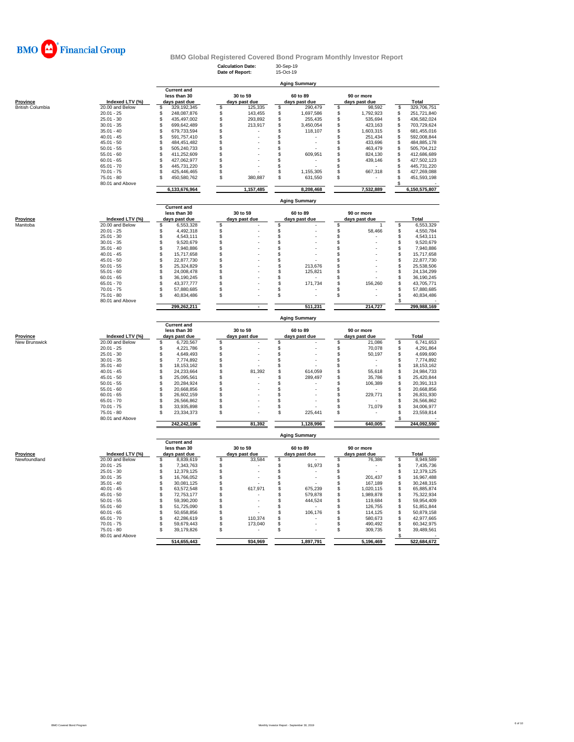# BMO Financial Group

## BMO Global Registered Covered Bond Program Monthly Investor Report

**Calculation Date:** 30-Sep-19
**Date of Report:** 15-Oct-19

### Aging Summary

| Province | Indexed LTV (%) | Current and less than 30 days past due | 30 to 59 days past due | 60 to 89 days past due | 90 or more days past due | Total |
|---|---|---|---|---|---|---|
| British Columbia | 20.00 and Below | $ 329,192,345 | $ 125,335 | $ 290,479 | $ 98,592 | $ 329,706,751 |
| | 20.01 - 25 | $ 248,087,876 | $ 143,455 | $ 1,697,586 | $ 1,792,923 | $ 251,721,840 |
| | 25.01 - 30 | $ 435,497,002 | $ 293,892 | $ 255,435 | $ 535,694 | $ 436,582,024 |
| | 30.01 - 35 | $ 699,642,489 | $ 213,917 | $ 3,450,054 | $ 423,163 | $ 703,729,624 |
| | 35.01 - 40 | $ 679,733,594 | $ - | $ 118,107 | $ 1,603,315 | $ 681,455,016 |
| | 40.01 - 45 | $ 591,757,410 | $ - | $ - | $ 251,434 | $ 592,008,844 |
| | 45.01 - 50 | $ 484,451,482 | $ - | $ - | $ 433,696 | $ 484,885,178 |
| | 50.01 - 55 | $ 505,240,733 | $ - | $ - | $ 463,479 | $ 505,704,212 |
| | 55.01 - 60 | $ 411,252,609 | $ - | $ 609,951 | $ 824,130 | $ 412,686,689 |
| | 60.01 - 65 | $ 427,062,977 | $ - | $ - | $ 439,146 | $ 427,502,123 |
| | 65.01 - 70 | $ 445,731,220 | $ - | $ - | $ - | $ 445,731,220 |
| | 70.01 - 75 | $ 425,446,465 | $ - | $ 1,155,305 | $ 667,318 | $ 427,269,088 |
| | 75.01 - 80 | $ 450,580,762 | $ 380,887 | $ 631,550 | $ - | $ 451,593,198 |
| | 80.01 and Above | | | | | $ - |
| | | 6,133,676,964 | 1,157,485 | 8,208,468 | 7,532,889 | 6,150,575,807 |

### Aging Summary

| Province | Indexed LTV (%) | Current and less than 30 days past due | 30 to 59 days past due | 60 to 89 days past due | 90 or more days past due | Total |
|---|---|---|---|---|---|---|
| Manitoba | 20.00 and Below | $ 6,553,328 | $ - | $ - | $ 1 | $ 6,553,329 |
| | 20.01 - 25 | $ 4,492,318 | $ - | $ - | $ 58,466 | $ 4,550,784 |
| | 25.01 - 30 | $ 4,543,111 | $ - | $ - | $ - | $ 4,543,111 |
| | 30.01 - 35 | $ 9,520,679 | $ - | $ - | $ - | $ 9,520,679 |
| | 35.01 - 40 | $ 7,940,886 | $ - | $ - | $ - | $ 7,940,886 |
| | 40.01 - 45 | $ 15,717,658 | $ - | $ - | $ - | $ 15,717,658 |
| | 45.01 - 50 | $ 22,877,730 | $ - | $ - | $ - | $ 22,877,730 |
| | 50.01 - 55 | $ 25,324,829 | $ - | $ 213,676 | $ - | $ 25,538,506 |
| | 55.01 - 60 | $ 24,008,478 | $ - | $ 125,821 | $ - | $ 24,134,299 |
| | 60.01 - 65 | $ 36,190,245 | $ - | $ - | $ - | $ 36,190,245 |
| | 65.01 - 70 | $ 43,377,777 | $ - | $ 171,734 | $ 156,260 | $ 43,705,771 |
| | 70.01 - 75 | $ 57,880,685 | $ - | $ - | $ - | $ 57,880,685 |
| | 75.01 - 80 | $ 40,834,486 | $ - | $ - | $ - | $ 40,834,486 |
| | 80.01 and Above | | | | | $ - |
| | | 299,262,211 | - | 511,231 | 214,727 | 299,988,169 |

### Aging Summary

| Province | Indexed LTV (%) | Current and less than 30 days past due | 30 to 59 days past due | 60 to 89 days past due | 90 or more days past due | Total |
|---|---|---|---|---|---|---|
| New Brunswick | 20.00 and Below | $ 6,720,567 | $ - | $ - | $ 21,086 | $ 6,741,653 |
| | 20.01 - 25 | $ 4,221,786 | $ - | $ - | $ 70,078 | $ 4,291,864 |
| | 25.01 - 30 | $ 4,649,493 | $ - | $ - | $ 50,197 | $ 4,699,690 |
| | 30.01 - 35 | $ 7,774,892 | $ - | $ - | $ - | $ 7,774,892 |
| | 35.01 - 40 | $ 18,153,162 | $ - | $ - | $ - | $ 18,153,162 |
| | 40.01 - 45 | $ 24,233,664 | $ 81,392 | $ 614,059 | $ 55,618 | $ 24,984,733 |
| | 45.01 - 50 | $ 25,095,561 | $ - | $ 289,497 | $ 35,786 | $ 25,420,844 |
| | 50.01 - 55 | $ 20,284,924 | $ - | $ - | $ 106,389 | $ 20,391,313 |
| | 55.01 - 60 | $ 20,668,856 | $ - | $ - | $ - | $ 20,668,856 |
| | 60.01 - 65 | $ 26,602,159 | $ - | $ - | $ 229,771 | $ 26,831,930 |
| | 65.01 - 70 | $ 26,566,862 | $ - | $ - | $ - | $ 26,566,862 |
| | 70.01 - 75 | $ 33,935,898 | $ - | $ - | $ 71,079 | $ 34,006,977 |
| | 75.01 - 80 | $ 23,334,373 | $ - | $ 225,441 | $ - | $ 23,559,814 |
| | 80.01 and Above | | | | | $ - |
| | | 242,242,196 | 81,392 | 1,128,996 | 640,005 | 244,092,590 |

### Aging Summary

| Province | Indexed LTV (%) | Current and less than 30 days past due | 30 to 59 days past due | 60 to 89 days past due | 90 or more days past due | Total |
|---|---|---|---|---|---|---|
| Newfoundland | 20.00 and Below | $ 8,839,619 | $ 33,584 | $ - | $ 76,386 | $ 8,949,589 |
| | 20.01 - 25 | $ 7,343,763 | $ - | $ 91,973 | $ - | $ 7,435,736 |
| | 25.01 - 30 | $ 12,379,125 | $ - | $ - | $ - | $ 12,379,125 |
| | 30.01 - 35 | $ 16,766,052 | $ - | $ - | $ 201,437 | $ 16,967,488 |
| | 35.01 - 40 | $ 30,081,125 | $ - | $ - | $ 167,189 | $ 30,248,315 |
| | 40.01 - 45 | $ 63,572,548 | $ 617,971 | $ 675,239 | $ 1,020,115 | $ 65,885,874 |
| | 45.01 - 50 | $ 72,753,177 | $ - | $ 579,878 | $ 1,989,878 | $ 75,322,934 |
| | 50.01 - 55 | $ 59,390,200 | $ - | $ 444,524 | $ 119,684 | $ 59,954,409 |
| | 55.01 - 60 | $ 51,725,090 | $ - | $ - | $ 126,755 | $ 51,851,844 |
| | 60.01 - 65 | $ 50,658,856 | $ - | $ 106,176 | $ 114,125 | $ 50,879,158 |
| | 65.01 - 70 | $ 42,286,619 | $ 110,374 | $ - | $ 580,673 | $ 42,977,665 |
| | 70.01 - 75 | $ 59,679,443 | $ 173,040 | $ - | $ 490,492 | $ 60,342,975 |
| | 75.01 - 80 | $ 39,179,826 | $ - | $ - | $ 309,735 | $ 39,489,561 |
| | 80.01 and Above | | | | | $ - |
| | | 514,655,443 | 934,969 | 1,897,791 | 5,196,469 | 522,684,672 |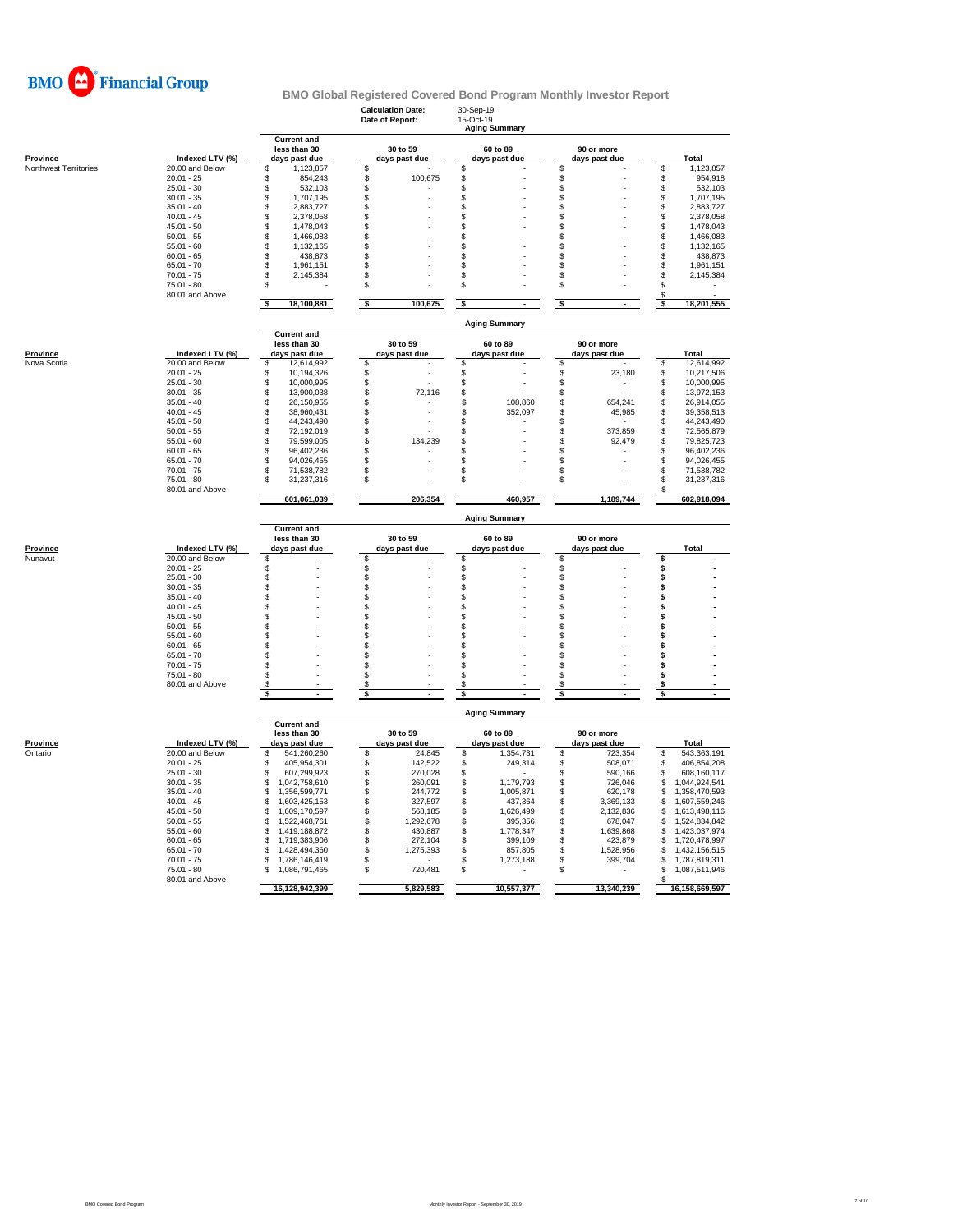# BMO Financial Group

## BMO Global Registered Covered Bond Program Monthly Investor Report

**Calculation Date:** 30-Sep-19
**Date of Report:** 15-Oct-19

### Aging Summary

| Province | Indexed LTV (%) | Current and less than 30 days past due | 30 to 59 days past due | 60 to 89 days past due | 90 or more days past due | Total |
|---|---|---|---|---|---|---|
| Northwest Territories | 20.00 and Below | $ 1,123,857 | $ - | $ - | $ - | $ 1,123,857 |
| | 20.01 - 25 | $ 854,243 | $ 100,675 | $ - | $ - | $ 954,918 |
| | 25.01 - 30 | $ 532,103 | $ - | $ - | $ - | $ 532,103 |
| | 30.01 - 35 | $ 1,707,195 | $ - | $ - | $ - | $ 1,707,195 |
| | 35.01 - 40 | $ 2,883,727 | $ - | $ - | $ - | $ 2,883,727 |
| | 40.01 - 45 | $ 2,378,058 | $ - | $ - | $ - | $ 2,378,058 |
| | 45.01 - 50 | $ 1,478,043 | $ - | $ - | $ - | $ 1,478,043 |
| | 50.01 - 55 | $ 1,466,083 | $ - | $ - | $ - | $ 1,466,083 |
| | 55.01 - 60 | $ 1,132,165 | $ - | $ - | $ - | $ 1,132,165 |
| | 60.01 - 65 | $ 438,873 | $ - | $ - | $ - | $ 438,873 |
| | 65.01 - 70 | $ 1,961,151 | $ - | $ - | $ - | $ 1,961,151 |
| | 70.01 - 75 | $ 2,145,384 | $ - | $ - | $ - | $ 2,145,384 |
| | 75.01 - 80 | $ - | $ - | $ - | $ - | $ - |
| | 80.01 and Above | | | | | $ - |
| | | $ 18,100,881 | $ 100,675 | $ - | $ - | $ 18,201,555 |

### Aging Summary

| Province | Indexed LTV (%) | Current and less than 30 days past due | 30 to 59 days past due | 60 to 89 days past due | 90 or more days past due | Total |
|---|---|---|---|---|---|---|
| Nova Scotia | 20.00 and Below | $ 12,614,992 | $ - | $ - | $ - | $ 12,614,992 |
| | 20.01 - 25 | $ 10,194,326 | $ - | $ - | $ 23,180 | $ 10,217,506 |
| | 25.01 - 30 | $ 10,000,995 | $ - | $ - | $ - | $ 10,000,995 |
| | 30.01 - 35 | $ 13,900,038 | $ 72,116 | $ - | $ - | $ 13,972,153 |
| | 35.01 - 40 | $ 26,150,955 | $ - | $ 108,860 | $ 654,241 | $ 26,914,055 |
| | 40.01 - 45 | $ 38,960,431 | $ - | $ 352,097 | $ 45,985 | $ 39,358,513 |
| | 45.01 - 50 | $ 44,243,490 | $ - | $ - | $ - | $ 44,243,490 |
| | 50.01 - 55 | $ 72,192,019 | $ - | $ - | $ 373,859 | $ 72,565,879 |
| | 55.01 - 60 | $ 79,599,005 | $ 134,239 | $ - | $ 92,479 | $ 79,825,723 |
| | 60.01 - 65 | $ 96,402,236 | $ - | $ - | $ - | $ 96,402,236 |
| | 65.01 - 70 | $ 94,026,455 | $ - | $ - | $ - | $ 94,026,455 |
| | 70.01 - 75 | $ 71,538,782 | $ - | $ - | $ - | $ 71,538,782 |
| | 75.01 - 80 | $ 31,237,316 | $ - | $ - | $ - | $ 31,237,316 |
| | 80.01 and Above | | | | | $ - |
| | | 601,061,039 | 206,354 | 460,957 | 1,189,744 | 602,918,094 |

### Aging Summary

| Province | Indexed LTV (%) | Current and less than 30 days past due | 30 to 59 days past due | 60 to 89 days past due | 90 or more days past due | Total |
|---|---|---|---|---|---|---|
| Nunavut | 20.00 and Below | $ - | $ - | $ - | $ - | $ - |
| | 20.01 - 25 | $ - | $ - | $ - | $ - | $ - |
| | 25.01 - 30 | $ - | $ - | $ - | $ - | $ - |
| | 30.01 - 35 | $ - | $ - | $ - | $ - | $ - |
| | 35.01 - 40 | $ - | $ - | $ - | $ - | $ - |
| | 40.01 - 45 | $ - | $ - | $ - | $ - | $ - |
| | 45.01 - 50 | $ - | $ - | $ - | $ - | $ - |
| | 50.01 - 55 | $ - | $ - | $ - | $ - | $ - |
| | 55.01 - 60 | $ - | $ - | $ - | $ - | $ - |
| | 60.01 - 65 | $ - | $ - | $ - | $ - | $ - |
| | 65.01 - 70 | $ - | $ - | $ - | $ - | $ - |
| | 70.01 - 75 | $ - | $ - | $ - | $ - | $ - |
| | 75.01 - 80 | $ - | $ - | $ - | $ - | $ - |
| | 80.01 and Above | $ - | $ - | $ - | $ - | $ - |
| | | $ - | $ - | $ - | $ - | $ - |

### Aging Summary

| Province | Indexed LTV (%) | Current and less than 30 days past due | 30 to 59 days past due | 60 to 89 days past due | 90 or more days past due | Total |
|---|---|---|---|---|---|---|
| Ontario | 20.00 and Below | $ 541,260,260 | $ 24,845 | $ 1,354,731 | $ 723,354 | $ 543,363,191 |
| | 20.01 - 25 | $ 405,954,301 | $ 142,522 | $ 249,314 | $ 508,071 | $ 406,854,208 |
| | 25.01 - 30 | $ 607,299,923 | $ 270,028 | $ - | $ 590,166 | $ 608,160,117 |
| | 30.01 - 35 | $ 1,042,758,610 | $ 260,091 | $ 1,179,793 | $ 726,046 | $ 1,044,924,541 |
| | 35.01 - 40 | $ 1,356,599,771 | $ 244,772 | $ 1,005,871 | $ 620,178 | $ 1,358,470,593 |
| | 40.01 - 45 | $ 1,603,425,153 | $ 327,597 | $ 437,364 | $ 3,369,133 | $ 1,607,559,246 |
| | 45.01 - 50 | $ 1,609,170,597 | $ 568,185 | $ 1,626,499 | $ 2,132,836 | $ 1,613,498,116 |
| | 50.01 - 55 | $ 1,522,468,761 | $ 1,292,678 | $ 395,356 | $ 678,047 | $ 1,524,834,842 |
| | 55.01 - 60 | $ 1,419,188,872 | $ 430,887 | $ 1,778,347 | $ 1,639,868 | $ 1,423,037,974 |
| | 60.01 - 65 | $ 1,719,383,906 | $ 272,104 | $ 399,109 | $ 423,879 | $ 1,720,478,997 |
| | 65.01 - 70 | $ 1,428,494,360 | $ 1,275,393 | $ 857,805 | $ 1,528,956 | $ 1,432,156,515 |
| | 70.01 - 75 | $ 1,786,146,419 | $ - | $ 1,273,188 | $ 399,704 | $ 1,787,819,311 |
| | 75.01 - 80 | $ 1,086,791,465 | $ 720,481 | $ - | $ - | $ 1,087,511,946 |
| | 80.01 and Above | | | | | $ - |
| | | 16,128,942,399 | 5,829,583 | 10,557,377 | 13,340,239 | 16,158,669,597 |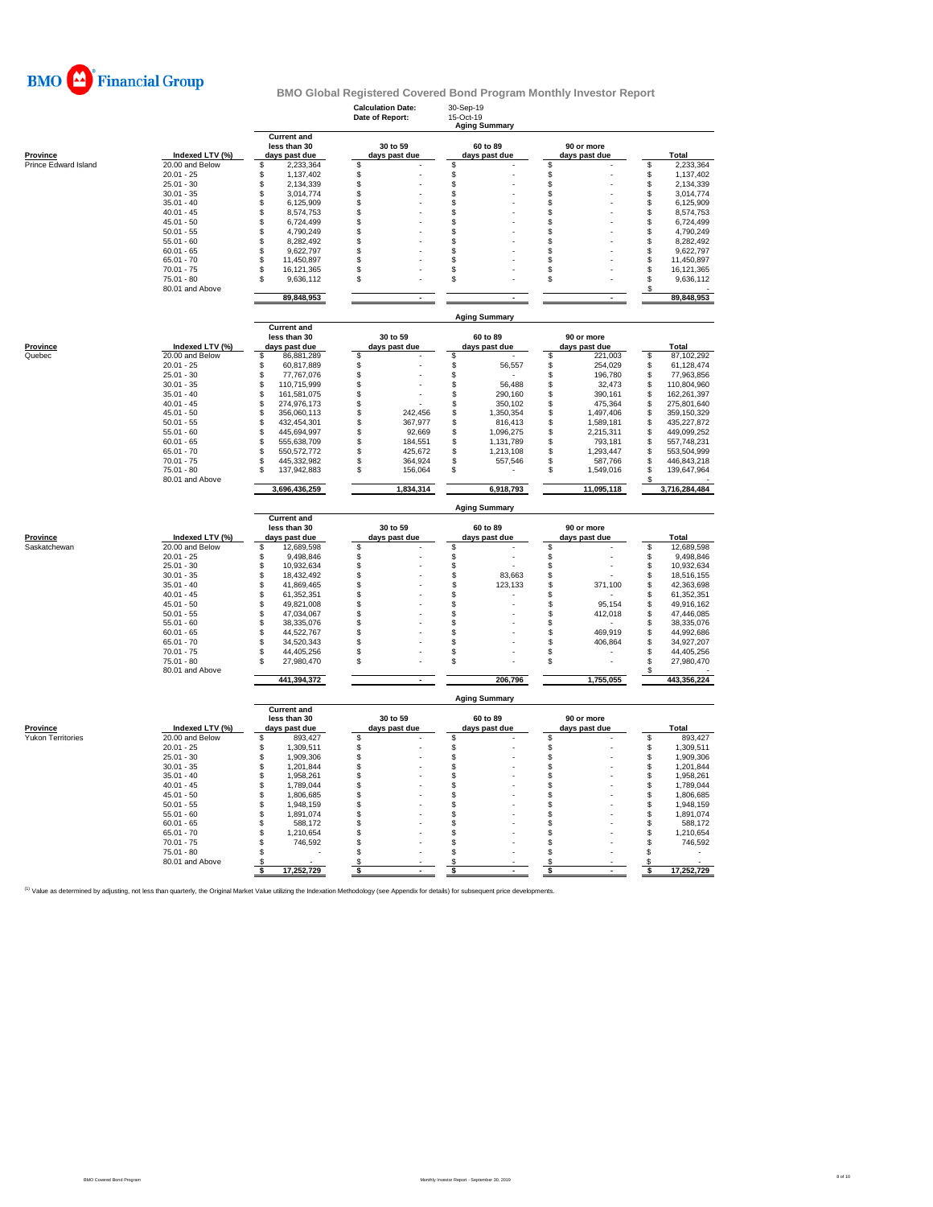BMO Financial Group

# BMO Global Registered Covered Bond Program Monthly Investor Report

**Calculation Date:** 30-Sep-19
**Date of Report:** 15-Oct-19

## Aging Summary

| Province | Indexed LTV (%) | Current and less than 30 days past due | 30 to 59 days past due | 60 to 89 days past due | 90 or more days past due | Total |
|---|---|---|---|---|---|---|
| Prince Edward Island | 20.00 and Below | $ 2,233,364 | $ - | $ - | $ - | $ 2,233,364 |
| | 20.01 - 25 | $ 1,137,402 | $ - | $ - | $ - | $ 1,137,402 |
| | 25.01 - 30 | $ 2,134,339 | $ - | $ - | $ - | $ 2,134,339 |
| | 30.01 - 35 | $ 3,014,774 | $ - | $ - | $ - | $ 3,014,774 |
| | 35.01 - 40 | $ 6,125,909 | $ - | $ - | $ - | $ 6,125,909 |
| | 40.01 - 45 | $ 8,574,753 | $ - | $ - | $ - | $ 8,574,753 |
| | 45.01 - 50 | $ 6,724,499 | $ - | $ - | $ - | $ 6,724,499 |
| | 50.01 - 55 | $ 4,790,249 | $ - | $ - | $ - | $ 4,790,249 |
| | 55.01 - 60 | $ 8,282,492 | $ - | $ - | $ - | $ 8,282,492 |
| | 60.01 - 65 | $ 9,622,797 | $ - | $ - | $ - | $ 9,622,797 |
| | 65.01 - 70 | $ 11,450,897 | $ - | $ - | $ - | $ 11,450,897 |
| | 70.01 - 75 | $ 16,121,365 | $ - | $ - | $ - | $ 16,121,365 |
| | 75.01 - 80 | $ 9,636,112 | $ - | $ - | $ - | $ 9,636,112 |
| | 80.01 and Above | | | | | $ - |
| | | 89,848,953 | - | - | - | 89,848,953 |

## Aging Summary

| Province | Indexed LTV (%) | Current and less than 30 days past due | 30 to 59 days past due | 60 to 89 days past due | 90 or more days past due | Total |
|---|---|---|---|---|---|---|
| Quebec | 20.00 and Below | $ 86,881,289 | $ - | $ - | $ 221,003 | $ 87,102,292 |
| | 20.01 - 25 | $ 60,817,889 | $ - | $ 56,557 | $ 254,029 | $ 61,128,474 |
| | 25.01 - 30 | $ 77,767,076 | $ - | $ - | $ 196,780 | $ 77,963,856 |
| | 30.01 - 35 | $ 110,715,999 | $ - | $ 56,488 | $ 32,473 | $ 110,804,960 |
| | 35.01 - 40 | $ 161,581,075 | $ - | $ 290,160 | $ 390,161 | $ 162,261,397 |
| | 40.01 - 45 | $ 274,976,173 | $ - | $ 350,102 | $ 475,364 | $ 275,801,640 |
| | 45.01 - 50 | $ 356,060,113 | $ 242,456 | $ 1,350,354 | $ 1,497,406 | $ 359,150,329 |
| | 50.01 - 55 | $ 432,454,301 | $ 367,977 | $ 816,413 | $ 1,589,181 | $ 435,227,872 |
| | 55.01 - 60 | $ 445,694,997 | $ 92,669 | $ 1,096,275 | $ 2,215,311 | $ 449,099,252 |
| | 60.01 - 65 | $ 555,638,709 | $ 184,551 | $ 1,131,789 | $ 793,181 | $ 557,748,231 |
| | 65.01 - 70 | $ 550,572,772 | $ 425,672 | $ 1,213,108 | $ 1,293,447 | $ 553,504,999 |
| | 70.01 - 75 | $ 445,332,982 | $ 364,924 | $ 557,546 | $ 587,766 | $ 446,843,218 |
| | 75.01 - 80 | $ 137,942,883 | $ 156,064 | $ - | $ 1,549,016 | $ 139,647,964 |
| | 80.01 and Above | | | | | $ - |
| | | 3,696,436,259 | 1,834,314 | 6,918,793 | 11,095,118 | 3,716,284,484 |

## Aging Summary

| Province | Indexed LTV (%) | Current and less than 30 days past due | 30 to 59 days past due | 60 to 89 days past due | 90 or more days past due | Total |
|---|---|---|---|---|---|---|
| Saskatchewan | 20.00 and Below | $ 12,689,598 | $ - | $ - | $ - | $ 12,689,598 |
| | 20.01 - 25 | $ 9,498,846 | $ - | $ - | $ - | $ 9,498,846 |
| | 25.01 - 30 | $ 10,932,634 | $ - | $ - | $ - | $ 10,932,634 |
| | 30.01 - 35 | $ 18,432,492 | $ - | $ 83,663 | $ - | $ 18,516,155 |
| | 35.01 - 40 | $ 41,869,465 | $ - | $ 123,133 | $ 371,100 | $ 42,363,698 |
| | 40.01 - 45 | $ 61,352,351 | $ - | $ - | $ - | $ 61,352,351 |
| | 45.01 - 50 | $ 49,821,008 | $ - | $ - | $ 95,154 | $ 49,916,162 |
| | 50.01 - 55 | $ 47,034,067 | $ - | $ - | $ 412,018 | $ 47,446,085 |
| | 55.01 - 60 | $ 38,335,076 | $ - | $ - | $ - | $ 38,335,076 |
| | 60.01 - 65 | $ 44,522,767 | $ - | $ - | $ 469,919 | $ 44,992,686 |
| | 65.01 - 70 | $ 34,520,343 | $ - | $ - | $ 406,864 | $ 34,927,207 |
| | 70.01 - 75 | $ 44,405,256 | $ - | $ - | $ - | $ 44,405,256 |
| | 75.01 - 80 | $ 27,980,470 | $ - | $ - | $ - | $ 27,980,470 |
| | 80.01 and Above | | | | | $ - |
| | | 441,394,372 | - | 206,796 | 1,755,055 | 443,356,224 |

## Aging Summary

| Province | Indexed LTV (%) | Current and less than 30 days past due | 30 to 59 days past due | 60 to 89 days past due | 90 or more days past due | Total |
|---|---|---|---|---|---|---|
| Yukon Territories | 20.00 and Below | $ 893,427 | $ - | $ - | $ - | $ 893,427 |
| | 20.01 - 25 | $ 1,309,511 | $ - | $ - | $ - | $ 1,309,511 |
| | 25.01 - 30 | $ 1,909,306 | $ - | $ - | $ - | $ 1,909,306 |
| | 30.01 - 35 | $ 1,201,844 | $ - | $ - | $ - | $ 1,201,844 |
| | 35.01 - 40 | $ 1,958,261 | $ - | $ - | $ - | $ 1,958,261 |
| | 40.01 - 45 | $ 1,789,044 | $ - | $ - | $ - | $ 1,789,044 |
| | 45.01 - 50 | $ 1,806,685 | $ - | $ - | $ - | $ 1,806,685 |
| | 50.01 - 55 | $ 1,948,159 | $ - | $ - | $ - | $ 1,948,159 |
| | 55.01 - 60 | $ 1,891,074 | $ - | $ - | $ - | $ 1,891,074 |
| | 60.01 - 65 | $ 588,172 | $ - | $ - | $ - | $ 588,172 |
| | 65.01 - 70 | $ 1,210,654 | $ - | $ - | $ - | $ 1,210,654 |
| | 70.01 - 75 | $ 746,592 | $ - | $ - | $ - | $ 746,592 |
| | 75.01 - 80 | $ - | $ - | $ - | $ - | $ - |
| | 80.01 and Above | $ - | $ - | $ - | $ - | $ - |
| | | $ 17,252,729 | $ - | $ - | $ - | $ 17,252,729 |

[1] Value as determined by adjusting, not less than quarterly, the Original Market Value utilizing the Indexation Methodology (see Appendix for details) for subsequent price developments.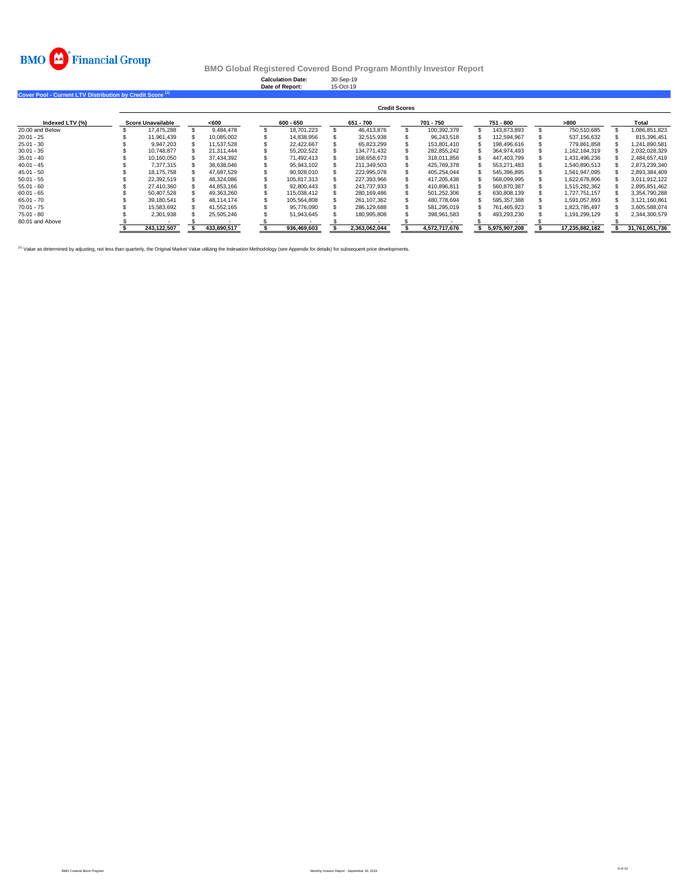BMO Financial Group

# BMO Global Registered Covered Bond Program Monthly Investor Report

**Calculation Date:** 30-Sep-19
**Date of Report:** 15-Oct-19

## Cover Pool - Current LTV Distribution by Credit Score [(1)]

| | Credit Scores | | | | | | | |
|---|---|---|---|---|---|---|---|---|
| **Indexed LTV (%)** | **Score Unavailable** | **<600** | **600 - 650** | **651 - 700** | **701 - 750** | **751 - 800** | **>800** | **Total** |
| 20.00 and Below | $ 17,475,288 | $ 9,484,478 | $ 18,701,223 | $ 46,413,876 | $ 100,392,379 | $ 143,873,893 | $ 750,510,685 | $ 1,086,851,823 |
| 20.01 - 25 | $ 11,961,439 | $ 10,085,002 | $ 14,838,956 | $ 32,515,938 | $ 96,243,518 | $ 112,594,967 | $ 537,156,632 | $ 815,396,451 |
| 25.01 - 30 | $ 9,947,203 | $ 11,537,528 | $ 22,422,667 | $ 65,823,299 | $ 153,801,410 | $ 198,496,616 | $ 779,861,858 | $ 1,241,890,581 |
| 30.01 - 35 | $ 10,748,877 | $ 21,311,444 | $ 55,202,522 | $ 134,771,432 | $ 282,855,242 | $ 364,974,493 | $ 1,162,164,319 | $ 2,032,028,329 |
| 35.01 - 40 | $ 10,160,050 | $ 37,434,392 | $ 71,492,413 | $ 168,658,673 | $ 318,011,856 | $ 447,403,799 | $ 1,431,496,236 | $ 2,484,657,419 |
| 40.01 - 45 | $ 7,377,315 | $ 38,638,046 | $ 95,943,102 | $ 211,349,503 | $ 425,769,378 | $ 553,271,483 | $ 1,540,890,513 | $ 2,873,239,340 |
| 45.01 - 50 | $ 18,175,758 | $ 47,687,529 | $ 90,928,010 | $ 223,995,078 | $ 405,254,044 | $ 545,396,895 | $ 1,561,947,095 | $ 2,893,384,409 |
| 50.01 - 55 | $ 22,392,519 | $ 48,324,086 | $ 105,817,313 | $ 227,393,966 | $ 417,205,438 | $ 568,099,995 | $ 1,622,678,806 | $ 3,011,912,122 |
| 55.01 - 60 | $ 27,410,360 | $ 44,853,166 | $ 92,800,443 | $ 243,737,933 | $ 410,896,811 | $ 560,870,387 | $ 1,515,282,362 | $ 2,895,851,462 |
| 60.01 - 65 | $ 50,407,528 | $ 49,363,260 | $ 115,038,412 | $ 280,169,486 | $ 501,252,306 | $ 630,808,139 | $ 1,727,751,157 | $ 3,354,790,288 |
| 65.01 - 70 | $ 39,180,541 | $ 48,114,174 | $ 105,564,808 | $ 261,107,362 | $ 480,778,694 | $ 595,357,388 | $ 1,591,057,893 | $ 3,121,160,861 |
| 70.01 - 75 | $ 15,583,692 | $ 41,552,165 | $ 95,776,090 | $ 286,129,688 | $ 581,295,019 | $ 761,465,923 | $ 1,823,785,497 | $ 3,605,588,074 |
| 75.01 - 80 | $ 2,301,938 | $ 25,505,246 | $ 51,943,645 | $ 180,995,808 | $ 398,961,583 | $ 493,293,230 | $ 1,191,299,129 | $ 2,344,300,579 |
| 80.01 and Above | $ - | $ - | $ - | $ - | $ - | $ - | $ - | $ - |
| | **$ 243,122,507** | **$ 433,890,517** | **$ 936,469,603** | **$ 2,363,062,044** | **$ 4,572,717,676** | **$ 5,975,907,208** | **$ 17,235,882,182** | **$ 31,761,051,736** |

[(1)] Value as determined by adjusting, not less than quarterly, the Original Market Value utilizing the Indexation Methodology (see Appendix for details) for subsequent price developments.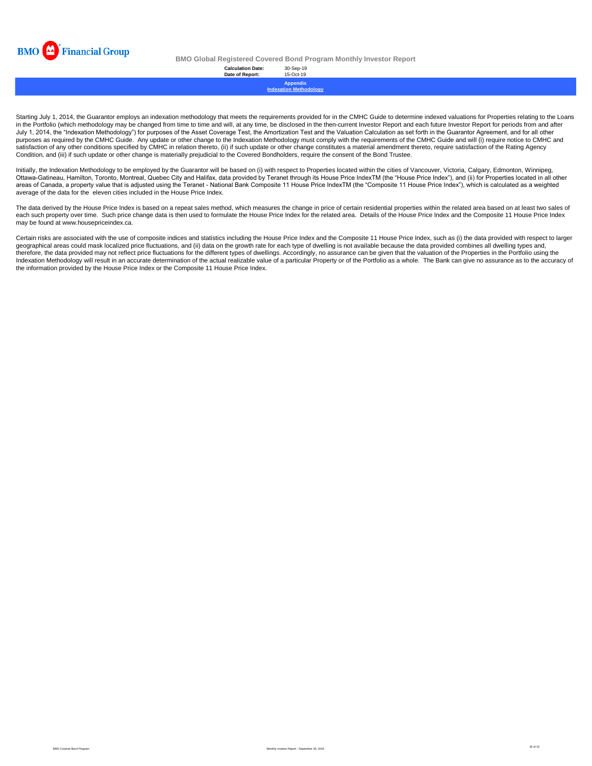BMO Financial Group

**BMO Global Registered Covered Bond Program Monthly Investor Report**

**Calculation Date:** 30-Sep-19
**Date of Report:** 15-Oct-19

## Appendix
### Indexation Methodology

Starting July 1, 2014, the Guarantor employs an indexation methodology that meets the requirements provided for in the CMHC Guide to determine indexed valuations for Properties relating to the Loans in the Portfolio (which methodology may be changed from time to time and will, at any time, be disclosed in the then-current Investor Report and each future Investor Report for periods from and after July 1, 2014, the "Indexation Methodology") for purposes of the Asset Coverage Test, the Amortization Test and the Valuation Calculation as set forth in the Guarantor Agreement, and for all other purposes as required by the CMHC Guide. Any update or other change to the Indexation Methodology must comply with the requirements of the CMHC Guide and will (i) require notice to CMHC and satisfaction of any other conditions specified by CMHC in relation thereto, (ii) if such update or other change constitutes a material amendment thereto, require satisfaction of the Rating Agency Condition, and (iii) if such update or other change is materially prejudicial to the Covered Bondholders, require the consent of the Bond Trustee.

Initially, the Indexation Methodology to be employed by the Guarantor will be based on (i) with respect to Properties located within the cities of Vancouver, Victoria, Calgary, Edmonton, Winnipeg, Ottawa-Gatineau, Hamilton, Toronto, Montreal, Quebec City and Halifax, data provided by Teranet through its House Price IndexTM (the "House Price Index"), and (ii) for Properties located in all other areas of Canada, a property value that is adjusted using the Teranet - National Bank Composite 11 House Price IndexTM (the "Composite 11 House Price Index"), which is calculated as a weighted average of the data for the eleven cities included in the House Price Index.

The data derived by the House Price Index is based on a repeat sales method, which measures the change in price of certain residential properties within the related area based on at least two sales of each such property over time. Such price change data is then used to formulate the House Price Index for the related area. Details of the House Price Index and the Composite 11 House Price Index may be found at www.housepriceindex.ca.

Certain risks are associated with the use of composite indices and statistics including the House Price Index and the Composite 11 House Price Index, such as (i) the data provided with respect to larger geographical areas could mask localized price fluctuations, and (ii) data on the growth rate for each type of dwelling is not available because the data provided combines all dwelling types and, therefore, the data provided may not reflect price fluctuations for the different types of dwellings. Accordingly, no assurance can be given that the valuation of the Properties in the Portfolio using the Indexation Methodology will result in an accurate determination of the actual realizable value of a particular Property or of the Portfolio as a whole. The Bank can give no assurance as to the accuracy of the information provided by the House Price Index or the Composite 11 House Price Index.